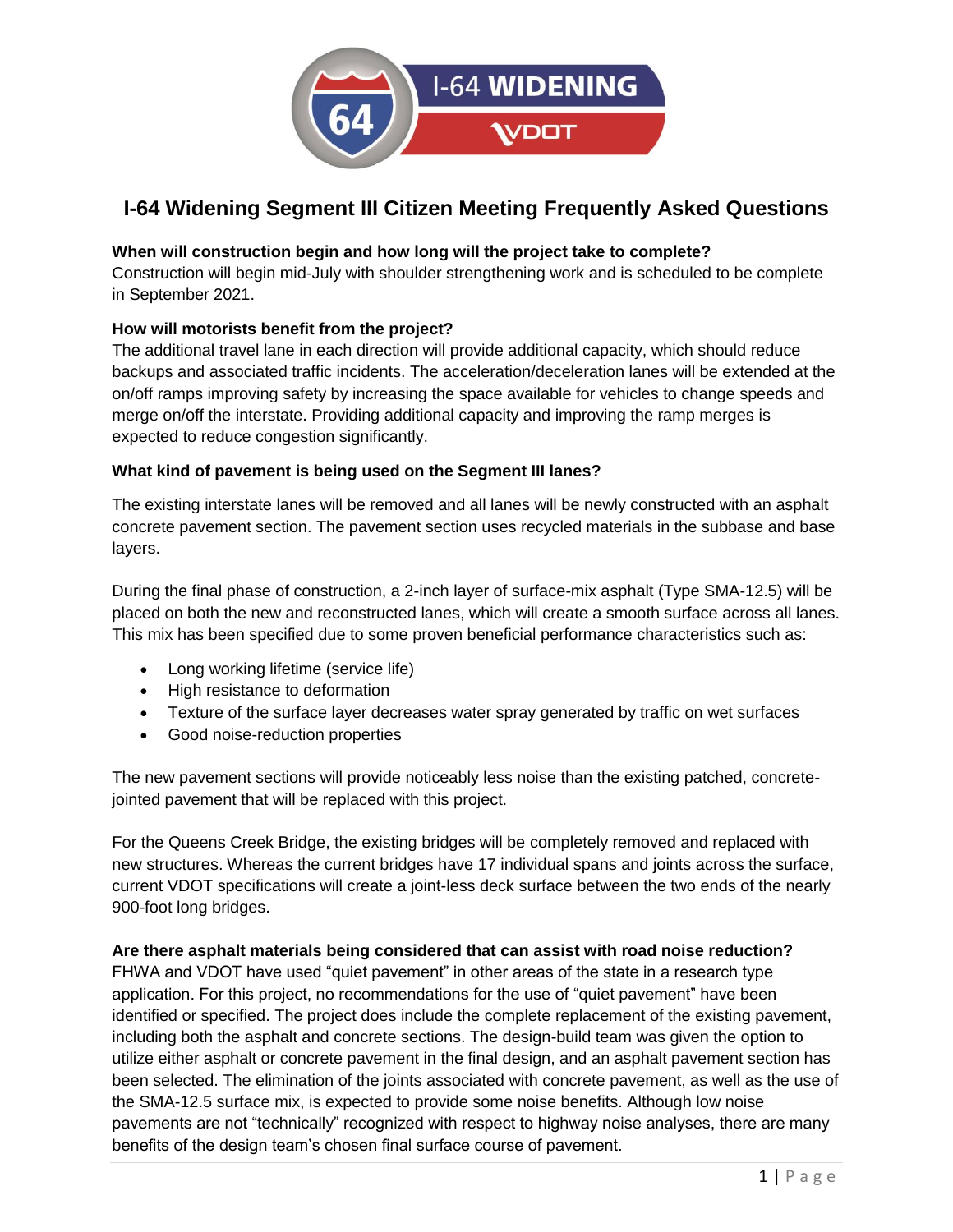# I-64 Widening Segment III Citizen Meeting Frequently Asked Questions

**When will construction begin and how long will the project take to complete?**
Construction will begin mid-July with shoulder strengthening work and is scheduled to be complete in September 2021.

**How will motorists benefit from the project?**
The additional travel lane in each direction will provide additional capacity, which should reduce backups and associated traffic incidents. The acceleration/deceleration lanes will be extended at the on/off ramps improving safety by increasing the space available for vehicles to change speeds and merge on/off the interstate. Providing additional capacity and improving the ramp merges is expected to reduce congestion significantly.

**What kind of pavement is being used on the Segment III lanes?**

The existing interstate lanes will be removed and all lanes will be newly constructed with an asphalt concrete pavement section. The pavement section uses recycled materials in the subbase and base layers.

During the final phase of construction, a 2-inch layer of surface-mix asphalt (Type SMA-12.5) will be placed on both the new and reconstructed lanes, which will create a smooth surface across all lanes. This mix has been specified due to some proven beneficial performance characteristics such as:

- Long working lifetime (service life)
- High resistance to deformation
- Texture of the surface layer decreases water spray generated by traffic on wet surfaces
- Good noise-reduction properties

The new pavement sections will provide noticeably less noise than the existing patched, concrete-jointed pavement that will be replaced with this project.

For the Queens Creek Bridge, the existing bridges will be completely removed and replaced with new structures. Whereas the current bridges have 17 individual spans and joints across the surface, current VDOT specifications will create a joint-less deck surface between the two ends of the nearly 900-foot long bridges.

**Are there asphalt materials being considered that can assist with road noise reduction?**
FHWA and VDOT have used "quiet pavement" in other areas of the state in a research type application. For this project, no recommendations for the use of "quiet pavement" have been identified or specified. The project does include the complete replacement of the existing pavement, including both the asphalt and concrete sections. The design-build team was given the option to utilize either asphalt or concrete pavement in the final design, and an asphalt pavement section has been selected. The elimination of the joints associated with concrete pavement, as well as the use of the SMA-12.5 surface mix, is expected to provide some noise benefits. Although low noise pavements are not "technically" recognized with respect to highway noise analyses, there are many benefits of the design team's chosen final surface course of pavement.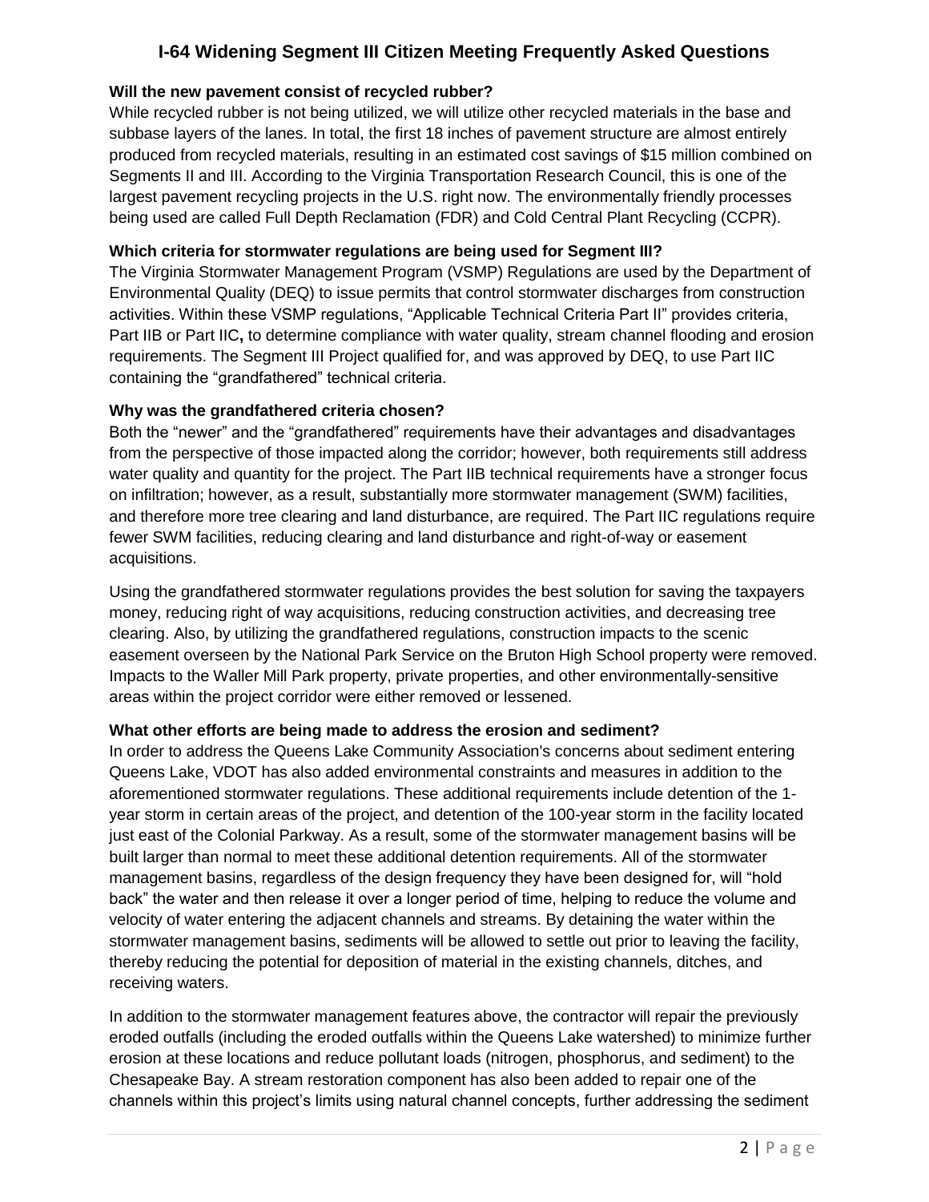**Will the new pavement consist of recycled rubber?**

While recycled rubber is not being utilized, we will utilize other recycled materials in the base and subbase layers of the lanes. In total, the first 18 inches of pavement structure are almost entirely produced from recycled materials, resulting in an estimated cost savings of $15 million combined on Segments II and III. According to the Virginia Transportation Research Council, this is one of the largest pavement recycling projects in the U.S. right now. The environmentally friendly processes being used are called Full Depth Reclamation (FDR) and Cold Central Plant Recycling (CCPR).

**Which criteria for stormwater regulations are being used for Segment III?**

The Virginia Stormwater Management Program (VSMP) Regulations are used by the Department of Environmental Quality (DEQ) to issue permits that control stormwater discharges from construction activities. Within these VSMP regulations, "Applicable Technical Criteria Part II" provides criteria, Part IIB or Part IIC**,** to determine compliance with water quality, stream channel flooding and erosion requirements. The Segment III Project qualified for, and was approved by DEQ, to use Part IIC containing the "grandfathered" technical criteria.

**Why was the grandfathered criteria chosen?**

Both the "newer" and the "grandfathered" requirements have their advantages and disadvantages from the perspective of those impacted along the corridor; however, both requirements still address water quality and quantity for the project. The Part IIB technical requirements have a stronger focus on infiltration; however, as a result, substantially more stormwater management (SWM) facilities, and therefore more tree clearing and land disturbance, are required. The Part IIC regulations require fewer SWM facilities, reducing clearing and land disturbance and right-of-way or easement acquisitions.

Using the grandfathered stormwater regulations provides the best solution for saving the taxpayers money, reducing right of way acquisitions, reducing construction activities, and decreasing tree clearing. Also, by utilizing the grandfathered regulations, construction impacts to the scenic easement overseen by the National Park Service on the Bruton High School property were removed. Impacts to the Waller Mill Park property, private properties, and other environmentally-sensitive areas within the project corridor were either removed or lessened.

**What other efforts are being made to address the erosion and sediment?**

In order to address the Queens Lake Community Association's concerns about sediment entering Queens Lake, VDOT has also added environmental constraints and measures in addition to the aforementioned stormwater regulations. These additional requirements include detention of the 1-year storm in certain areas of the project, and detention of the 100-year storm in the facility located just east of the Colonial Parkway. As a result, some of the stormwater management basins will be built larger than normal to meet these additional detention requirements. All of the stormwater management basins, regardless of the design frequency they have been designed for, will "hold back" the water and then release it over a longer period of time, helping to reduce the volume and velocity of water entering the adjacent channels and streams. By detaining the water within the stormwater management basins, sediments will be allowed to settle out prior to leaving the facility, thereby reducing the potential for deposition of material in the existing channels, ditches, and receiving waters.

In addition to the stormwater management features above, the contractor will repair the previously eroded outfalls (including the eroded outfalls within the Queens Lake watershed) to minimize further erosion at these locations and reduce pollutant loads (nitrogen, phosphorus, and sediment) to the Chesapeake Bay. A stream restoration component has also been added to repair one of the channels within this project's limits using natural channel concepts, further addressing the sediment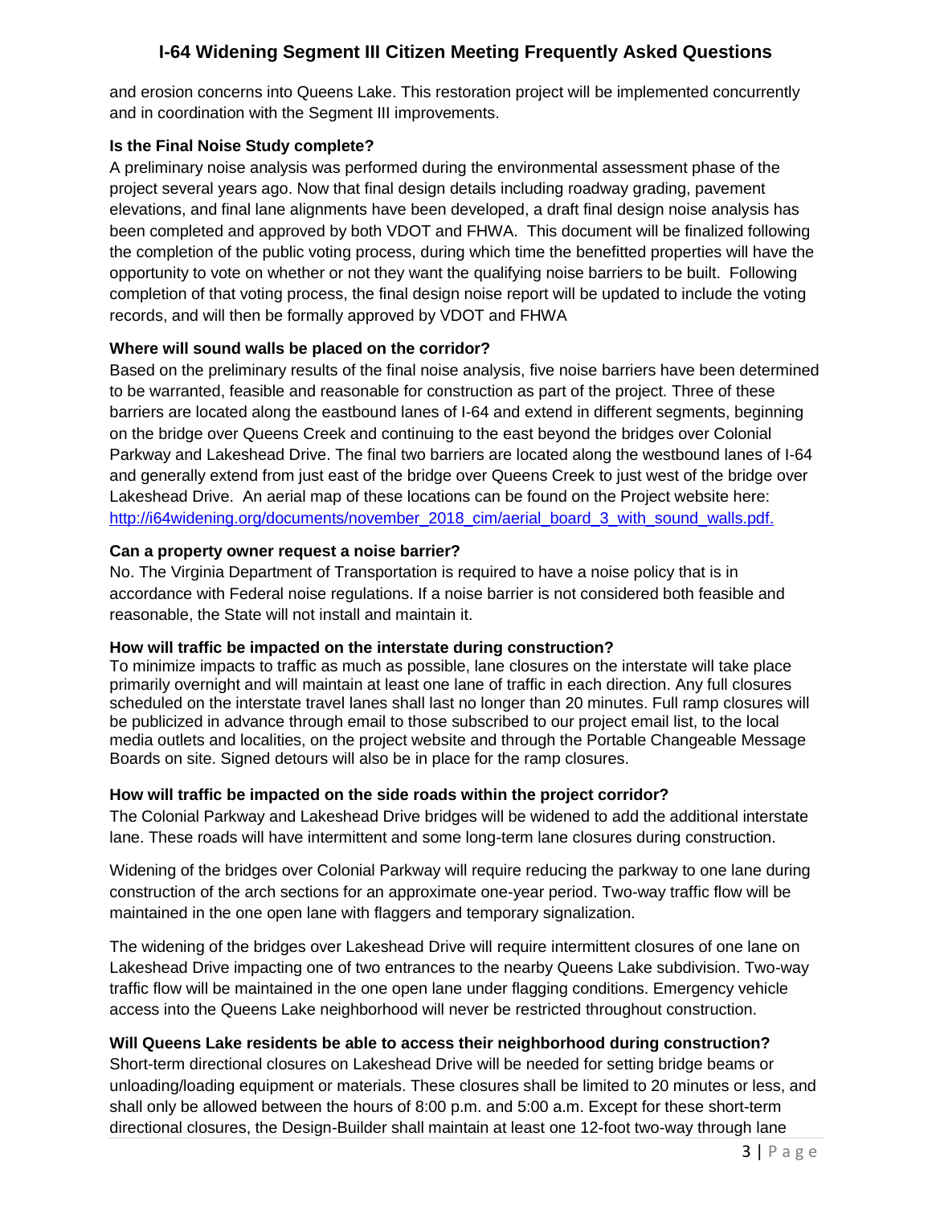and erosion concerns into Queens Lake. This restoration project will be implemented concurrently and in coordination with the Segment III improvements.

**Is the Final Noise Study complete?**

A preliminary noise analysis was performed during the environmental assessment phase of the project several years ago. Now that final design details including roadway grading, pavement elevations, and final lane alignments have been developed, a draft final design noise analysis has been completed and approved by both VDOT and FHWA. This document will be finalized following the completion of the public voting process, during which time the benefitted properties will have the opportunity to vote on whether or not they want the qualifying noise barriers to be built. Following completion of that voting process, the final design noise report will be updated to include the voting records, and will then be formally approved by VDOT and FHWA

**Where will sound walls be placed on the corridor?**

Based on the preliminary results of the final noise analysis, five noise barriers have been determined to be warranted, feasible and reasonable for construction as part of the project. Three of these barriers are located along the eastbound lanes of I-64 and extend in different segments, beginning on the bridge over Queens Creek and continuing to the east beyond the bridges over Colonial Parkway and Lakeshead Drive. The final two barriers are located along the westbound lanes of I-64 and generally extend from just east of the bridge over Queens Creek to just west of the bridge over Lakeshead Drive. An aerial map of these locations can be found on the Project website here: [http://i64widening.org/documents/november_2018_cim/aerial_board_3_with_sound_walls.pdf.](http://i64widening.org/documents/november_2018_cim/aerial_board_3_with_sound_walls.pdf)

**Can a property owner request a noise barrier?**

No. The Virginia Department of Transportation is required to have a noise policy that is in accordance with Federal noise regulations. If a noise barrier is not considered both feasible and reasonable, the State will not install and maintain it.

**How will traffic be impacted on the interstate during construction?**

To minimize impacts to traffic as much as possible, lane closures on the interstate will take place primarily overnight and will maintain at least one lane of traffic in each direction. Any full closures scheduled on the interstate travel lanes shall last no longer than 20 minutes. Full ramp closures will be publicized in advance through email to those subscribed to our project email list, to the local media outlets and localities, on the project website and through the Portable Changeable Message Boards on site. Signed detours will also be in place for the ramp closures.

**How will traffic be impacted on the side roads within the project corridor?**

The Colonial Parkway and Lakeshead Drive bridges will be widened to add the additional interstate lane. These roads will have intermittent and some long-term lane closures during construction.

Widening of the bridges over Colonial Parkway will require reducing the parkway to one lane during construction of the arch sections for an approximate one-year period. Two-way traffic flow will be maintained in the one open lane with flaggers and temporary signalization.

The widening of the bridges over Lakeshead Drive will require intermittent closures of one lane on Lakeshead Drive impacting one of two entrances to the nearby Queens Lake subdivision. Two-way traffic flow will be maintained in the one open lane under flagging conditions. Emergency vehicle access into the Queens Lake neighborhood will never be restricted throughout construction.

**Will Queens Lake residents be able to access their neighborhood during construction?**

Short-term directional closures on Lakeshead Drive will be needed for setting bridge beams or unloading/loading equipment or materials. These closures shall be limited to 20 minutes or less, and shall only be allowed between the hours of 8:00 p.m. and 5:00 a.m. Except for these short-term directional closures, the Design-Builder shall maintain at least one 12-foot two-way through lane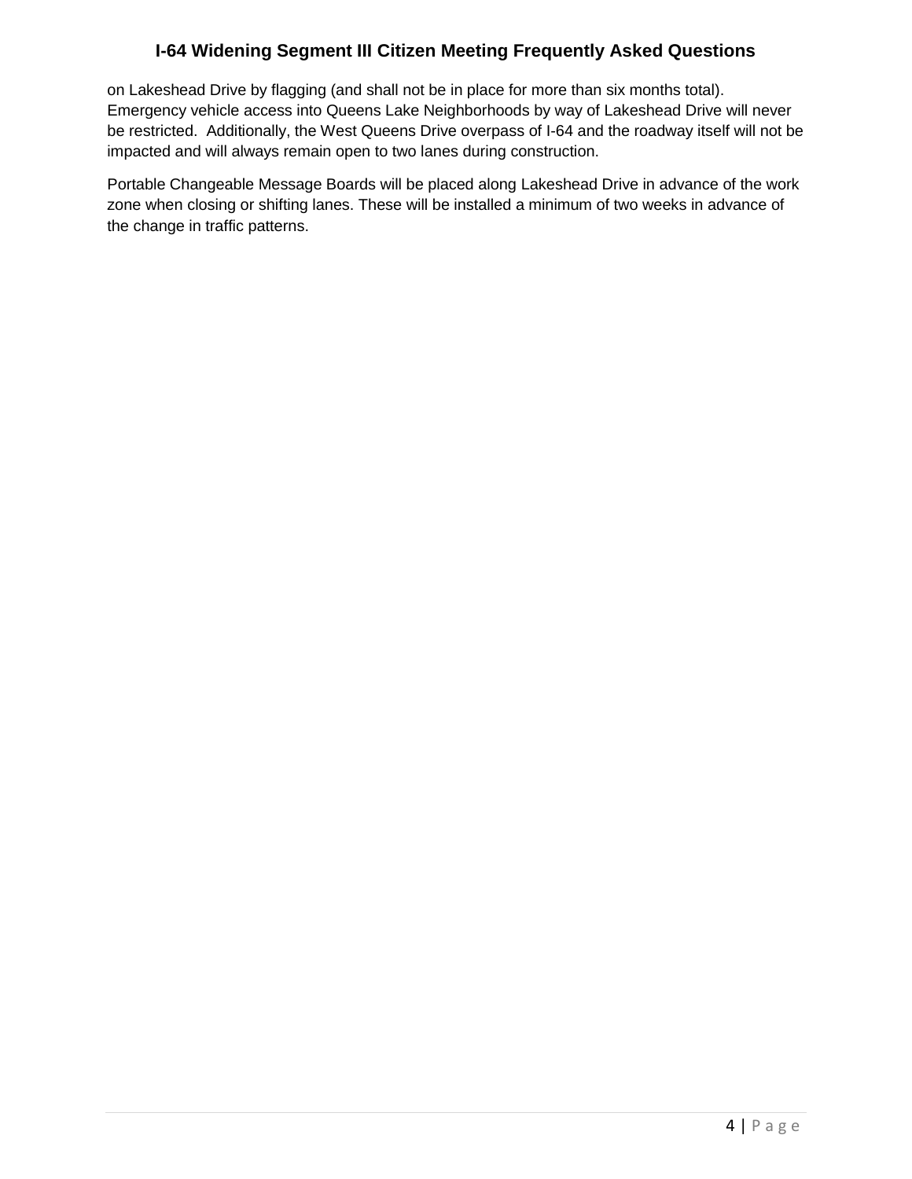on Lakeshead Drive by flagging (and shall not be in place for more than six months total). Emergency vehicle access into Queens Lake Neighborhoods by way of Lakeshead Drive will never be restricted. Additionally, the West Queens Drive overpass of I-64 and the roadway itself will not be impacted and will always remain open to two lanes during construction.

Portable Changeable Message Boards will be placed along Lakeshead Drive in advance of the work zone when closing or shifting lanes. These will be installed a minimum of two weeks in advance of the change in traffic patterns.